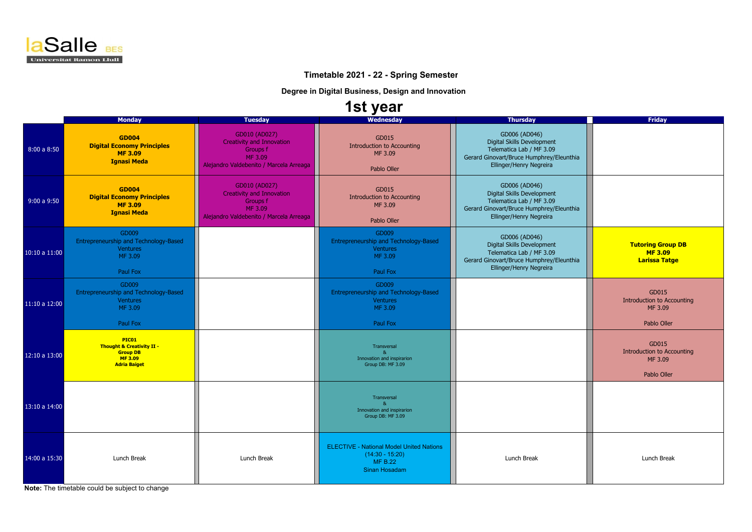laSalle BES
Universitat Ramon Llull

**Timetable 2021 - 22 - Spring Semester**

**Degree in Digital Business, Design and Innovation**

# 1st year

| | Monday | Tuesday | Wednesday | Thursday | Friday |
|---|---|---|---|---|---|
| 8:00 a 8:50 | **GD004 Digital Economy Principles MF 3.09 Ignasi Meda** | GD010 (AD027) Creativity and Innovation Groups f MF 3.09 Alejandro Valdebenito / Marcela Arreaga | GD015 Introduction to Accounting MF 3.09 Pablo Oller | GD006 (AD046) Digital Skills Development Telematica Lab / MF 3.09 Gerard Ginovart/Bruce Humphrey/Eleunthia Ellinger/Henry Negreira | |
| 9:00 a 9:50 | **GD004 Digital Economy Principles MF 3.09 Ignasi Meda** | GD010 (AD027) Creativity and Innovation Groups f MF 3.09 Alejandro Valdebenito / Marcela Arreaga | GD015 Introduction to Accounting MF 3.09 Pablo Oller | GD006 (AD046) Digital Skills Development Telematica Lab / MF 3.09 Gerard Ginovart/Bruce Humphrey/Eleunthia Ellinger/Henry Negreira | |
| 10:10 a 11:00 | GD009 Entrepreneurship and Technology-Based Ventures MF 3.09 Paul Fox | | GD009 Entrepreneurship and Technology-Based Ventures MF 3.09 Paul Fox | GD006 (AD046) Digital Skills Development Telematica Lab / MF 3.09 Gerard Ginovart/Bruce Humphrey/Eleunthia Ellinger/Henry Negreira | **Tutoring Group DB MF 3.09 Larissa Tatge** |
| 11:10 a 12:00 | GD009 Entrepreneurship and Technology-Based Ventures MF 3.09 Paul Fox | | GD009 Entrepreneurship and Technology-Based Ventures MF 3.09 Paul Fox | | GD015 Introduction to Accounting MF 3.09 Pablo Oller |
| 12:10 a 13:00 | **PIC01 Thought & Creativity II - Group DB MF 3.09 Adria Baiget** | | Transversal & Innovation and inspirarion Group DB: MF 3.09 | | GD015 Introduction to Accounting MF 3.09 Pablo Oller |
| 13:10 a 14:00 | | | Transversal & Innovation and inspirarion Group DB: MF 3.09 | | |
| 14:00 a 15:30 | Lunch Break | Lunch Break | ELECTIVE - National Model United Nations (14:30 - 15:20) MF B.22 Sinan Hosadam | Lunch Break | Lunch Break |

**Note:** The timetable could be subject to change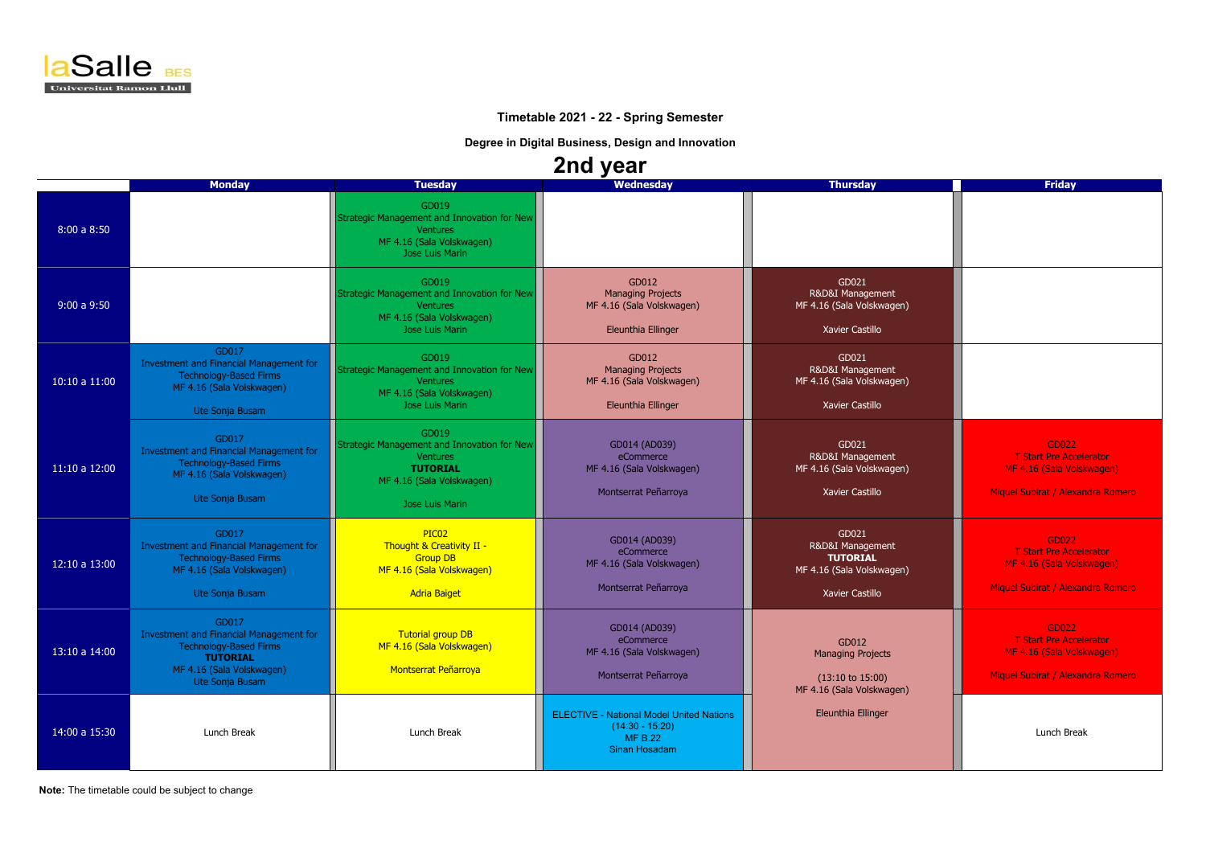laSalle BES
Universitat Ramon Llull

**Timetable 2021 - 22 - Spring Semester**

**Degree in Digital Business, Design and Innovation**

# 2nd year

| | Monday | Tuesday | Wednesday | Thursday | Friday |
|---|---|---|---|---|---|
| 8:00 a 8:50 | | GD019 Strategic Management and Innovation for New Ventures MF 4.16 (Sala Volskwagen) Jose Luis Marin | | | |
| 9:00 a 9:50 | | GD019 Strategic Management and Innovation for New Ventures MF 4.16 (Sala Volskwagen) Jose Luis Marin | GD012 Managing Projects MF 4.16 (Sala Volskwagen) Eleunthia Ellinger | GD021 R&D&I Management MF 4.16 (Sala Volskwagen) Xavier Castillo | |
| 10:10 a 11:00 | GD017 Investment and Financial Management for Technology-Based Firms MF 4.16 (Sala Volskwagen) Ute Sonja Busam | GD019 Strategic Management and Innovation for New Ventures MF 4.16 (Sala Volskwagen) Jose Luis Marin | GD012 Managing Projects MF 4.16 (Sala Volskwagen) Eleunthia Ellinger | GD021 R&D&I Management MF 4.16 (Sala Volskwagen) Xavier Castillo | |
| 11:10 a 12:00 | GD017 Investment and Financial Management for Technology-Based Firms MF 4.16 (Sala Volskwagen) Ute Sonja Busam | GD019 Strategic Management and Innovation for New Ventures **TUTORIAL** MF 4.16 (Sala Volskwagen) Jose Luis Marin | GD014 (AD039) eCommerce MF 4.16 (Sala Volskwagen) Montserrat Peñarroya | GD021 R&D&I Management MF 4.16 (Sala Volskwagen) Xavier Castillo | GD022 T Start Pre Accelerator MF 4.16 (Sala Volskwagen) Miquel Subirat / Alexandra Romero |
| 12:10 a 13:00 | GD017 Investment and Financial Management for Technology-Based Firms MF 4.16 (Sala Volskwagen) Ute Sonja Busam | PIC02 Thought & Creativity II - Group DB MF 4.16 (Sala Volskwagen) Adria Baiget | GD014 (AD039) eCommerce MF 4.16 (Sala Volskwagen) Montserrat Peñarroya | GD021 R&D&I Management **TUTORIAL** MF 4.16 (Sala Volskwagen) Xavier Castillo | GD022 T Start Pre Accelerator MF 4.16 (Sala Volskwagen) Miquel Subirat / Alexandra Romero |
| 13:10 a 14:00 | GD017 Investment and Financial Management for Technology-Based Firms **TUTORIAL** MF 4.16 (Sala Volskwagen) Ute Sonja Busam | Tutorial group DB MF 4.16 (Sala Volskwagen) Montserrat Peñarroya | GD014 (AD039) eCommerce MF 4.16 (Sala Volskwagen) Montserrat Peñarroya | GD012 Managing Projects (13:10 to 15:00) MF 4.16 (Sala Volskwagen) Eleunthia Ellinger | GD022 T Start Pre Accelerator MF 4.16 (Sala Volskwagen) Miquel Subirat / Alexandra Romero |
| 14:00 a 15:30 | Lunch Break | Lunch Break | ELECTIVE - National Model United Nations (14:30 - 15:20) MF B.22 Sinan Hosadam | (GD012 Managing Projects, continued) | Lunch Break |

**Note:** The timetable could be subject to change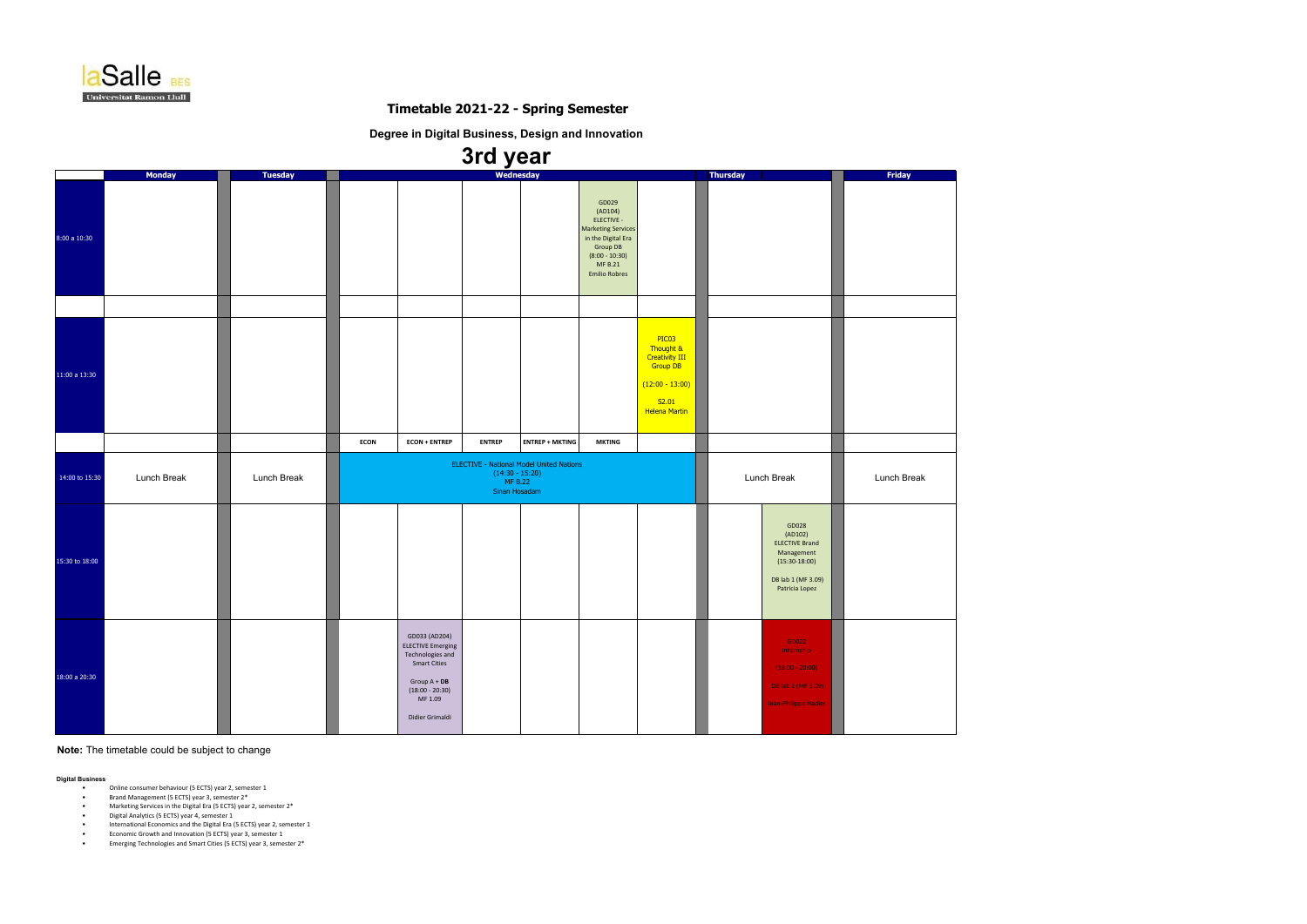# Timetable 2021-22 - Spring Semester

**Degree in Digital Business, Design and Innovation**

## 3rd year

| | Monday | Tuesday | Wednesday | | | | | | Thursday | | Friday |
|---|---|---|---|---|---|---|---|---|---|---|---|
| 8:00 a 10:30 | | | | | | | GD029 (AD104) ELECTIVE - Marketing Services in the Digital Era Group DB (8:00 - 10:30) MF 8.21 Emilio Robres | | | | |
| | | | | | | | | | | | |
| 11:00 a 13:30 | | | | | | | | PIC03 Thought & Creativity III Group DB (12:00 - 13:00) S2.01 Helena Martin | | | |
| | | | ECON | ECON + ENTREP | ENTREP | ENTREP + MKTING | MKTING | | | | |
| 14:00 to 15:30 | Lunch Break | Lunch Break | ELECTIVE - National Model United Nations (14:30 - 15:20) MF 8.22 Sinan Hosadam | | | | | | Lunch Break | | Lunch Break |
| 15:30 to 18:00 | | | | | | | | | | GD028 (AD102) ELECTIVE Brand Management (15:30-18:00) DB lab 1 (MF 3.09) Patricia Lopez | |
| 18:00 a 20:30 | | | | GD033 (AD204) ELECTIVE Emerging Technologies and Smart Cities Group A + **DB** (18:00 - 20:30) MF 1.09 Didier Grimaldi | | | | | | GD022 Informatio (18:00 - 20:00) DB lab 1 (MF 3.09) Jean-Philippe Nadier | |

**Note:** The timetable could be subject to change

**Digital Business**

- Online consumer behaviour (5 ECTS) year 2, semester 1
- Brand Management (5 ECTS) year 3, semester 2*
- Marketing Services in the Digital Era (5 ECTS) year 2, semester 2*
- Digital Analytics (5 ECTS) year 4, semester 1
- International Economics and the Digital Era (5 ECTS) year 2, semester 1
- Economic Growth and Innovation (5 ECTS) year 3, semester 1
- Emerging Technologies and Smart Cities (5 ECTS) year 3, semester 2*